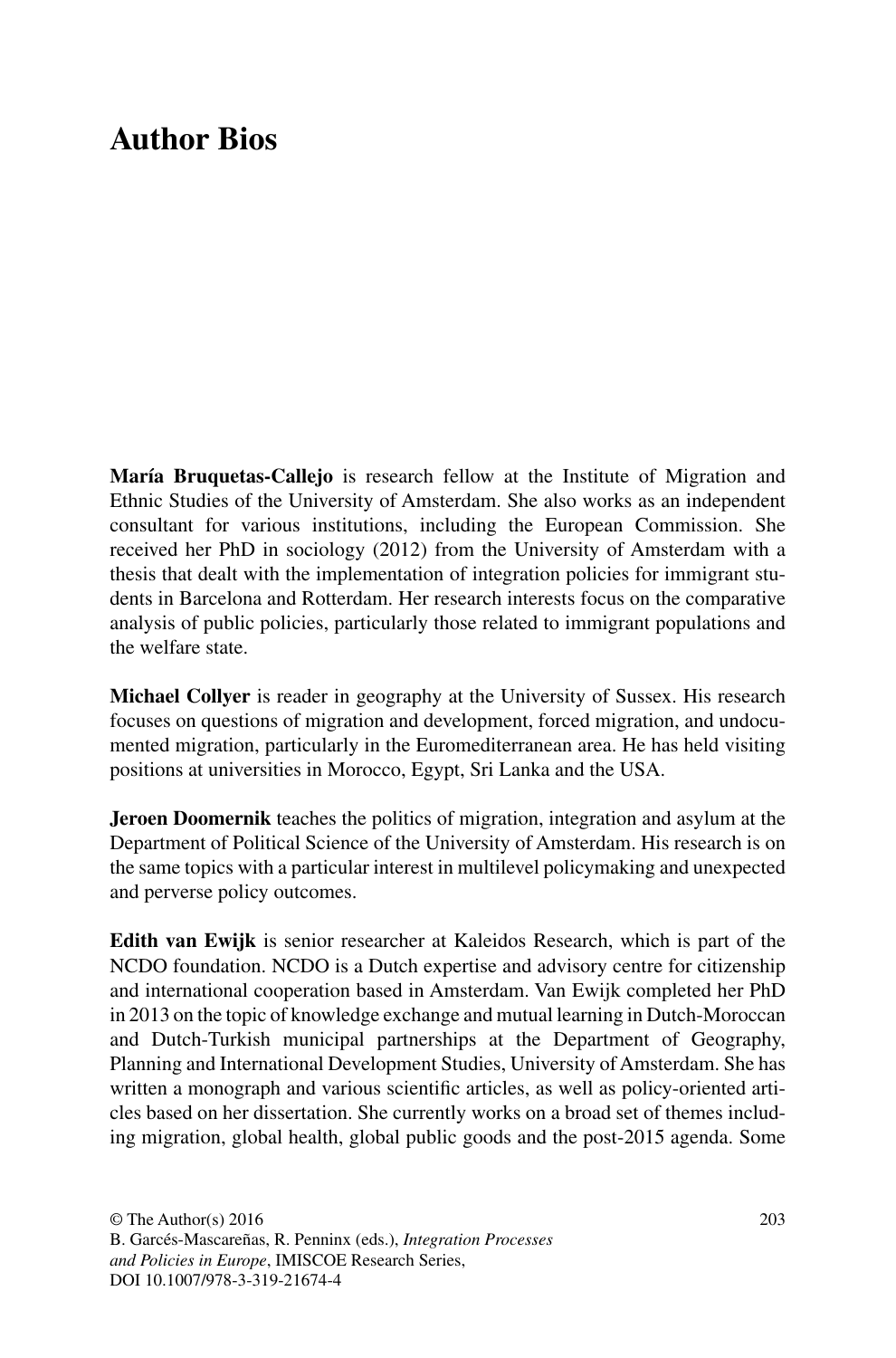# Author Bios

**María Bruquetas-Callejo** is research fellow at the Institute of Migration and Ethnic Studies of the University of Amsterdam. She also works as an independent consultant for various institutions, including the European Commission. She received her PhD in sociology (2012) from the University of Amsterdam with a thesis that dealt with the implementation of integration policies for immigrant students in Barcelona and Rotterdam. Her research interests focus on the comparative analysis of public policies, particularly those related to immigrant populations and the welfare state.

**Michael Collyer** is reader in geography at the University of Sussex. His research focuses on questions of migration and development, forced migration, and undocumented migration, particularly in the Euromediterranean area. He has held visiting positions at universities in Morocco, Egypt, Sri Lanka and the USA.

**Jeroen Doomernik** teaches the politics of migration, integration and asylum at the Department of Political Science of the University of Amsterdam. His research is on the same topics with a particular interest in multilevel policymaking and unexpected and perverse policy outcomes.

**Edith van Ewijk** is senior researcher at Kaleidos Research, which is part of the NCDO foundation. NCDO is a Dutch expertise and advisory centre for citizenship and international cooperation based in Amsterdam. Van Ewijk completed her PhD in 2013 on the topic of knowledge exchange and mutual learning in Dutch-Moroccan and Dutch-Turkish municipal partnerships at the Department of Geography, Planning and International Development Studies, University of Amsterdam. She has written a monograph and various scientific articles, as well as policy-oriented articles based on her dissertation. She currently works on a broad set of themes including migration, global health, global public goods and the post-2015 agenda. Some

© The Author(s) 2016
B. Garcés-Mascareñas, R. Penninx (eds.), *Integration Processes and Policies in Europe*, IMISCOE Research Series, DOI 10.1007/978-3-319-21674-4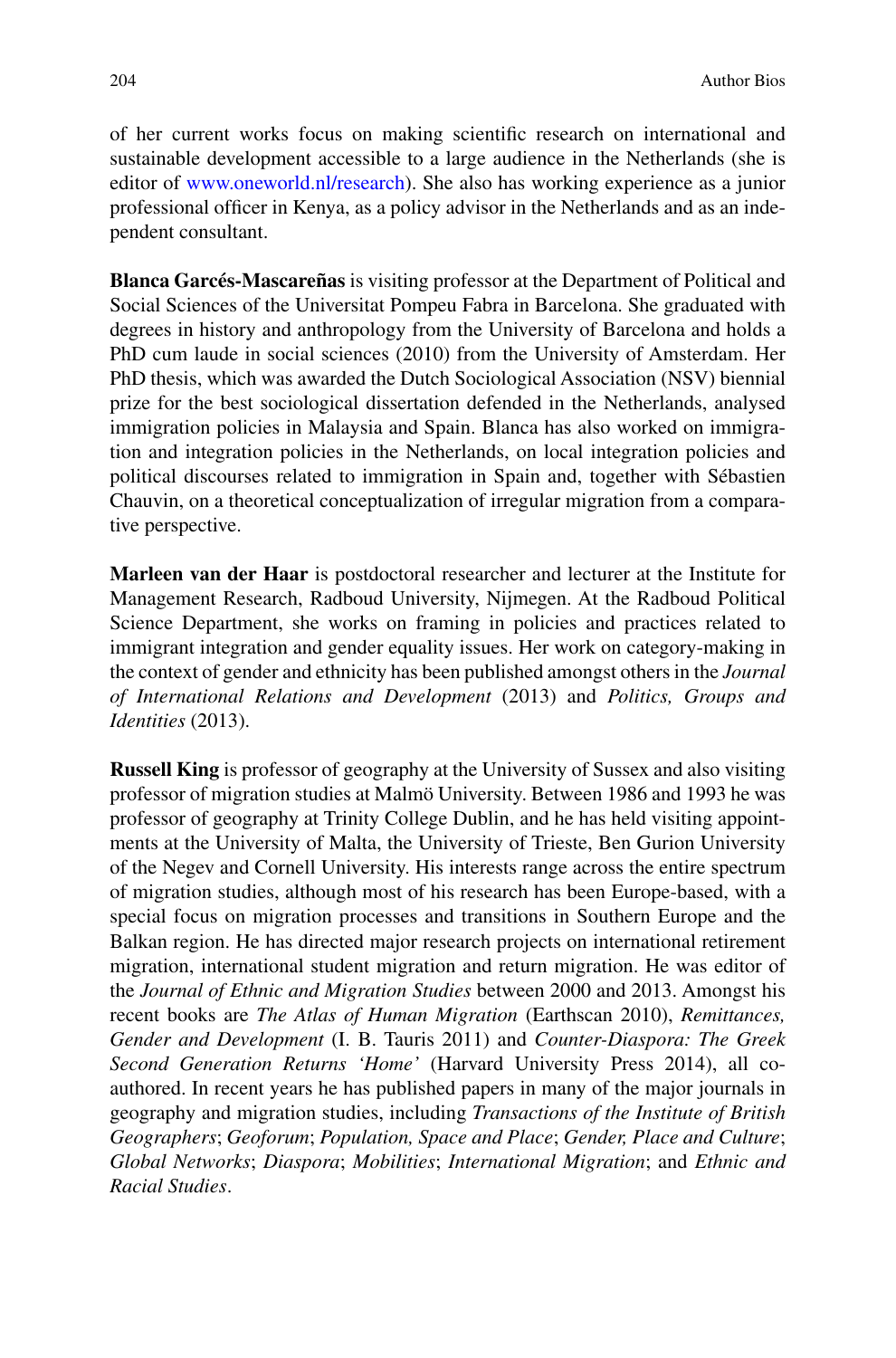of her current works focus on making scientific research on international and sustainable development accessible to a large audience in the Netherlands (she is editor of www.oneworld.nl/research). She also has working experience as a junior professional officer in Kenya, as a policy advisor in the Netherlands and as an independent consultant.

**Blanca Garcés-Mascareñas** is visiting professor at the Department of Political and Social Sciences of the Universitat Pompeu Fabra in Barcelona. She graduated with degrees in history and anthropology from the University of Barcelona and holds a PhD cum laude in social sciences (2010) from the University of Amsterdam. Her PhD thesis, which was awarded the Dutch Sociological Association (NSV) biennial prize for the best sociological dissertation defended in the Netherlands, analysed immigration policies in Malaysia and Spain. Blanca has also worked on immigration and integration policies in the Netherlands, on local integration policies and political discourses related to immigration in Spain and, together with Sébastien Chauvin, on a theoretical conceptualization of irregular migration from a comparative perspective.

**Marleen van der Haar** is postdoctoral researcher and lecturer at the Institute for Management Research, Radboud University, Nijmegen. At the Radboud Political Science Department, she works on framing in policies and practices related to immigrant integration and gender equality issues. Her work on category-making in the context of gender and ethnicity has been published amongst others in the *Journal of International Relations and Development* (2013) and *Politics, Groups and Identities* (2013).

**Russell King** is professor of geography at the University of Sussex and also visiting professor of migration studies at Malmö University. Between 1986 and 1993 he was professor of geography at Trinity College Dublin, and he has held visiting appointments at the University of Malta, the University of Trieste, Ben Gurion University of the Negev and Cornell University. His interests range across the entire spectrum of migration studies, although most of his research has been Europe-based, with a special focus on migration processes and transitions in Southern Europe and the Balkan region. He has directed major research projects on international retirement migration, international student migration and return migration. He was editor of the *Journal of Ethnic and Migration Studies* between 2000 and 2013. Amongst his recent books are *The Atlas of Human Migration* (Earthscan 2010), *Remittances, Gender and Development* (I. B. Tauris 2011) and *Counter-Diaspora: The Greek Second Generation Returns 'Home'* (Harvard University Press 2014), all co-authored. In recent years he has published papers in many of the major journals in geography and migration studies, including *Transactions of the Institute of British Geographers*; *Geoforum*; *Population, Space and Place*; *Gender, Place and Culture*; *Global Networks*; *Diaspora*; *Mobilities*; *International Migration*; and *Ethnic and Racial Studies*.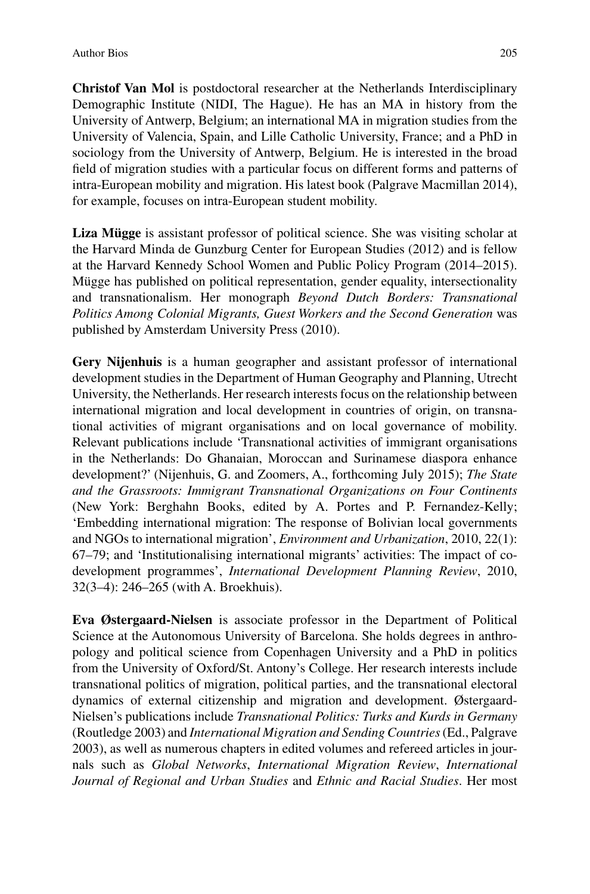**Christof Van Mol** is postdoctoral researcher at the Netherlands Interdisciplinary Demographic Institute (NIDI, The Hague). He has an MA in history from the University of Antwerp, Belgium; an international MA in migration studies from the University of Valencia, Spain, and Lille Catholic University, France; and a PhD in sociology from the University of Antwerp, Belgium. He is interested in the broad field of migration studies with a particular focus on different forms and patterns of intra-European mobility and migration. His latest book (Palgrave Macmillan 2014), for example, focuses on intra-European student mobility.

**Liza Mügge** is assistant professor of political science. She was visiting scholar at the Harvard Minda de Gunzburg Center for European Studies (2012) and is fellow at the Harvard Kennedy School Women and Public Policy Program (2014–2015). Mügge has published on political representation, gender equality, intersectionality and transnationalism. Her monograph *Beyond Dutch Borders: Transnational Politics Among Colonial Migrants, Guest Workers and the Second Generation* was published by Amsterdam University Press (2010).

**Gery Nijenhuis** is a human geographer and assistant professor of international development studies in the Department of Human Geography and Planning, Utrecht University, the Netherlands. Her research interests focus on the relationship between international migration and local development in countries of origin, on transnational activities of migrant organisations and on local governance of mobility. Relevant publications include 'Transnational activities of immigrant organisations in the Netherlands: Do Ghanaian, Moroccan and Surinamese diaspora enhance development?' (Nijenhuis, G. and Zoomers, A., forthcoming July 2015); *The State and the Grassroots: Immigrant Transnational Organizations on Four Continents* (New York: Berghahn Books, edited by A. Portes and P. Fernandez-Kelly; 'Embedding international migration: The response of Bolivian local governments and NGOs to international migration', *Environment and Urbanization*, 2010, 22(1): 67–79; and 'Institutionalising international migrants' activities: The impact of co-development programmes', *International Development Planning Review*, 2010, 32(3–4): 246–265 (with A. Broekhuis).

**Eva Østergaard-Nielsen** is associate professor in the Department of Political Science at the Autonomous University of Barcelona. She holds degrees in anthropology and political science from Copenhagen University and a PhD in politics from the University of Oxford/St. Antony's College. Her research interests include transnational politics of migration, political parties, and the transnational electoral dynamics of external citizenship and migration and development. Østergaard-Nielsen's publications include *Transnational Politics: Turks and Kurds in Germany* (Routledge 2003) and *International Migration and Sending Countries* (Ed., Palgrave 2003), as well as numerous chapters in edited volumes and refereed articles in journals such as *Global Networks*, *International Migration Review*, *International Journal of Regional and Urban Studies* and *Ethnic and Racial Studies*. Her most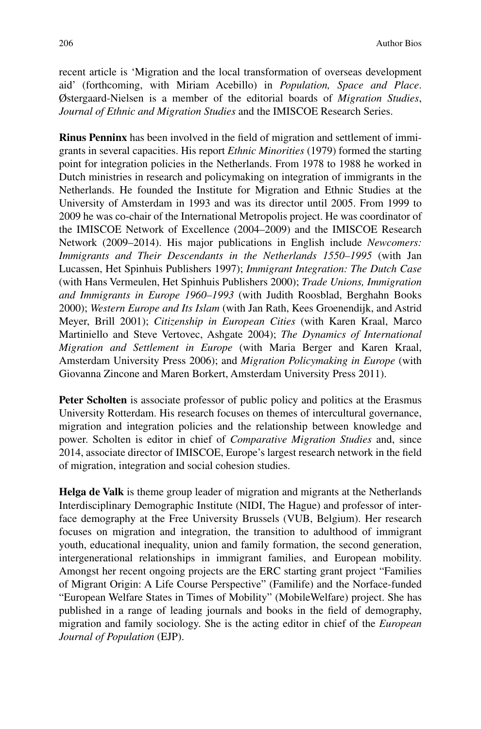recent article is 'Migration and the local transformation of overseas development aid' (forthcoming, with Miriam Acebillo) in *Population, Space and Place*. Østergaard-Nielsen is a member of the editorial boards of *Migration Studies*, *Journal of Ethnic and Migration Studies* and the IMISCOE Research Series.

**Rinus Penninx** has been involved in the field of migration and settlement of immigrants in several capacities. His report *Ethnic Minorities* (1979) formed the starting point for integration policies in the Netherlands. From 1978 to 1988 he worked in Dutch ministries in research and policymaking on integration of immigrants in the Netherlands. He founded the Institute for Migration and Ethnic Studies at the University of Amsterdam in 1993 and was its director until 2005. From 1999 to 2009 he was co-chair of the International Metropolis project. He was coordinator of the IMISCOE Network of Excellence (2004–2009) and the IMISCOE Research Network (2009–2014). His major publications in English include *Newcomers: Immigrants and Their Descendants in the Netherlands 1550–1995* (with Jan Lucassen, Het Spinhuis Publishers 1997); *Immigrant Integration: The Dutch Case* (with Hans Vermeulen, Het Spinhuis Publishers 2000); *Trade Unions, Immigration and Immigrants in Europe 1960–1993* (with Judith Roosblad, Berghahn Books 2000); *Western Europe and Its Islam* (with Jan Rath, Kees Groenendijk, and Astrid Meyer, Brill 2001); *Citizenship in European Cities* (with Karen Kraal, Marco Martiniello and Steve Vertovec, Ashgate 2004); *The Dynamics of International Migration and Settlement in Europe* (with Maria Berger and Karen Kraal, Amsterdam University Press 2006); and *Migration Policymaking in Europe* (with Giovanna Zincone and Maren Borkert, Amsterdam University Press 2011).

**Peter Scholten** is associate professor of public policy and politics at the Erasmus University Rotterdam. His research focuses on themes of intercultural governance, migration and integration policies and the relationship between knowledge and power. Scholten is editor in chief of *Comparative Migration Studies* and, since 2014, associate director of IMISCOE, Europe's largest research network in the field of migration, integration and social cohesion studies.

**Helga de Valk** is theme group leader of migration and migrants at the Netherlands Interdisciplinary Demographic Institute (NIDI, The Hague) and professor of interface demography at the Free University Brussels (VUB, Belgium). Her research focuses on migration and integration, the transition to adulthood of immigrant youth, educational inequality, union and family formation, the second generation, intergenerational relationships in immigrant families, and European mobility. Amongst her recent ongoing projects are the ERC starting grant project "Families of Migrant Origin: A Life Course Perspective" (Familife) and the Norface-funded "European Welfare States in Times of Mobility" (MobileWelfare) project. She has published in a range of leading journals and books in the field of demography, migration and family sociology. She is the acting editor in chief of the *European Journal of Population* (EJP).